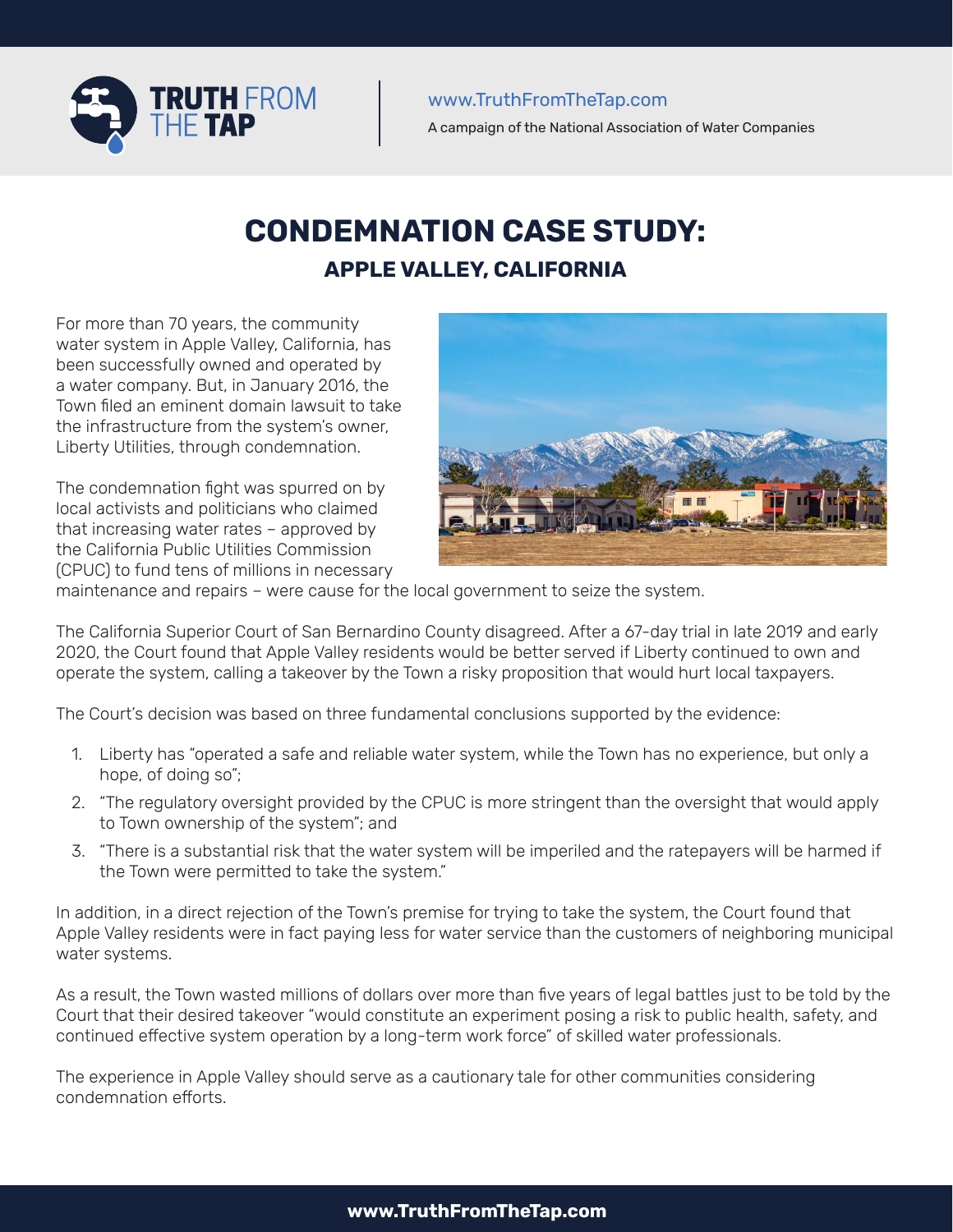**TRUTH FROM THE TAP**

www.TruthFromTheTap.com

A campaign of the National Association of Water Companies

# CONDEMNATION CASE STUDY:

## APPLE VALLEY, CALIFORNIA

For more than 70 years, the community water system in Apple Valley, California, has been successfully owned and operated by a water company. But, in January 2016, the Town filed an eminent domain lawsuit to take the infrastructure from the system's owner, Liberty Utilities, through condemnation.

The condemnation fight was spurred on by local activists and politicians who claimed that increasing water rates – approved by the California Public Utilities Commission (CPUC) to fund tens of millions in necessary maintenance and repairs – were cause for the local government to seize the system.

The California Superior Court of San Bernardino County disagreed. After a 67-day trial in late 2019 and early 2020, the Court found that Apple Valley residents would be better served if Liberty continued to own and operate the system, calling a takeover by the Town a risky proposition that would hurt local taxpayers.

The Court's decision was based on three fundamental conclusions supported by the evidence:

1. Liberty has "operated a safe and reliable water system, while the Town has no experience, but only a hope, of doing so";
2. "The regulatory oversight provided by the CPUC is more stringent than the oversight that would apply to Town ownership of the system"; and
3. "There is a substantial risk that the water system will be imperiled and the ratepayers will be harmed if the Town were permitted to take the system."

In addition, in a direct rejection of the Town's premise for trying to take the system, the Court found that Apple Valley residents were in fact paying less for water service than the customers of neighboring municipal water systems.

As a result, the Town wasted millions of dollars over more than five years of legal battles just to be told by the Court that their desired takeover "would constitute an experiment posing a risk to public health, safety, and continued effective system operation by a long-term work force" of skilled water professionals.

The experience in Apple Valley should serve as a cautionary tale for other communities considering condemnation efforts.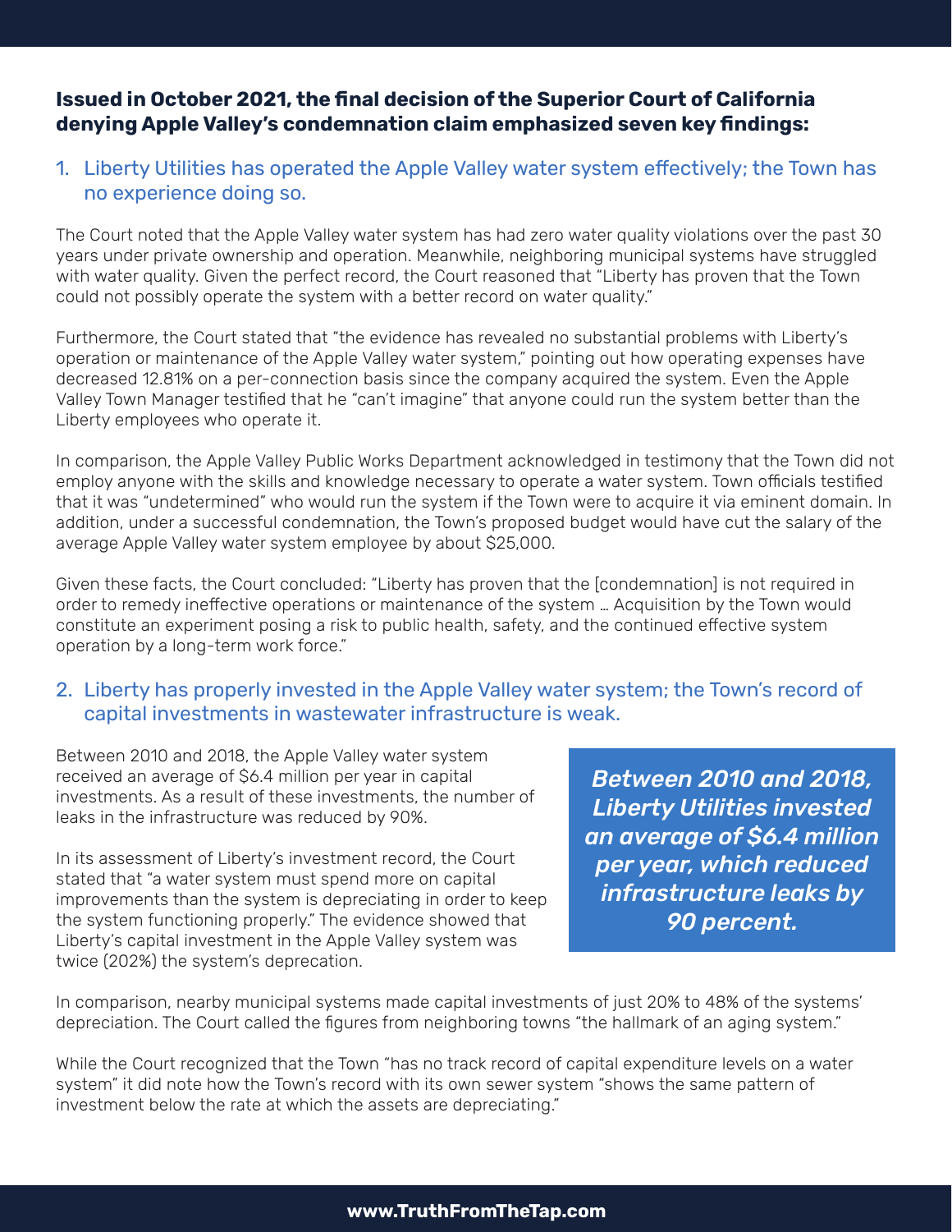**Issued in October 2021, the final decision of the Superior Court of California denying Apple Valley's condemnation claim emphasized seven key findings:**

## 1. Liberty Utilities has operated the Apple Valley water system effectively; the Town has no experience doing so.

The Court noted that the Apple Valley water system has had zero water quality violations over the past 30 years under private ownership and operation. Meanwhile, neighboring municipal systems have struggled with water quality. Given the perfect record, the Court reasoned that "Liberty has proven that the Town could not possibly operate the system with a better record on water quality."

Furthermore, the Court stated that "the evidence has revealed no substantial problems with Liberty's operation or maintenance of the Apple Valley water system," pointing out how operating expenses have decreased 12.81% on a per-connection basis since the company acquired the system. Even the Apple Valley Town Manager testified that he "can't imagine" that anyone could run the system better than the Liberty employees who operate it.

In comparison, the Apple Valley Public Works Department acknowledged in testimony that the Town did not employ anyone with the skills and knowledge necessary to operate a water system. Town officials testified that it was "undetermined" who would run the system if the Town were to acquire it via eminent domain. In addition, under a successful condemnation, the Town's proposed budget would have cut the salary of the average Apple Valley water system employee by about $25,000.

Given these facts, the Court concluded: "Liberty has proven that the [condemnation] is not required in order to remedy ineffective operations or maintenance of the system … Acquisition by the Town would constitute an experiment posing a risk to public health, safety, and the continued effective system operation by a long-term work force."

## 2. Liberty has properly invested in the Apple Valley water system; the Town's record of capital investments in wastewater infrastructure is weak.

Between 2010 and 2018, the Apple Valley water system received an average of $6.4 million per year in capital investments. As a result of these investments, the number of leaks in the infrastructure was reduced by 90%.

In its assessment of Liberty's investment record, the Court stated that "a water system must spend more on capital improvements than the system is depreciating in order to keep the system functioning properly." The evidence showed that Liberty's capital investment in the Apple Valley system was twice (202%) the system's deprecation.

> ***Between 2010 and 2018, Liberty Utilities invested an average of $6.4 million per year, which reduced infrastructure leaks by 90 percent.***

In comparison, nearby municipal systems made capital investments of just 20% to 48% of the systems' depreciation. The Court called the figures from neighboring towns "the hallmark of an aging system."

While the Court recognized that the Town "has no track record of capital expenditure levels on a water system" it did note how the Town's record with its own sewer system "shows the same pattern of investment below the rate at which the assets are depreciating."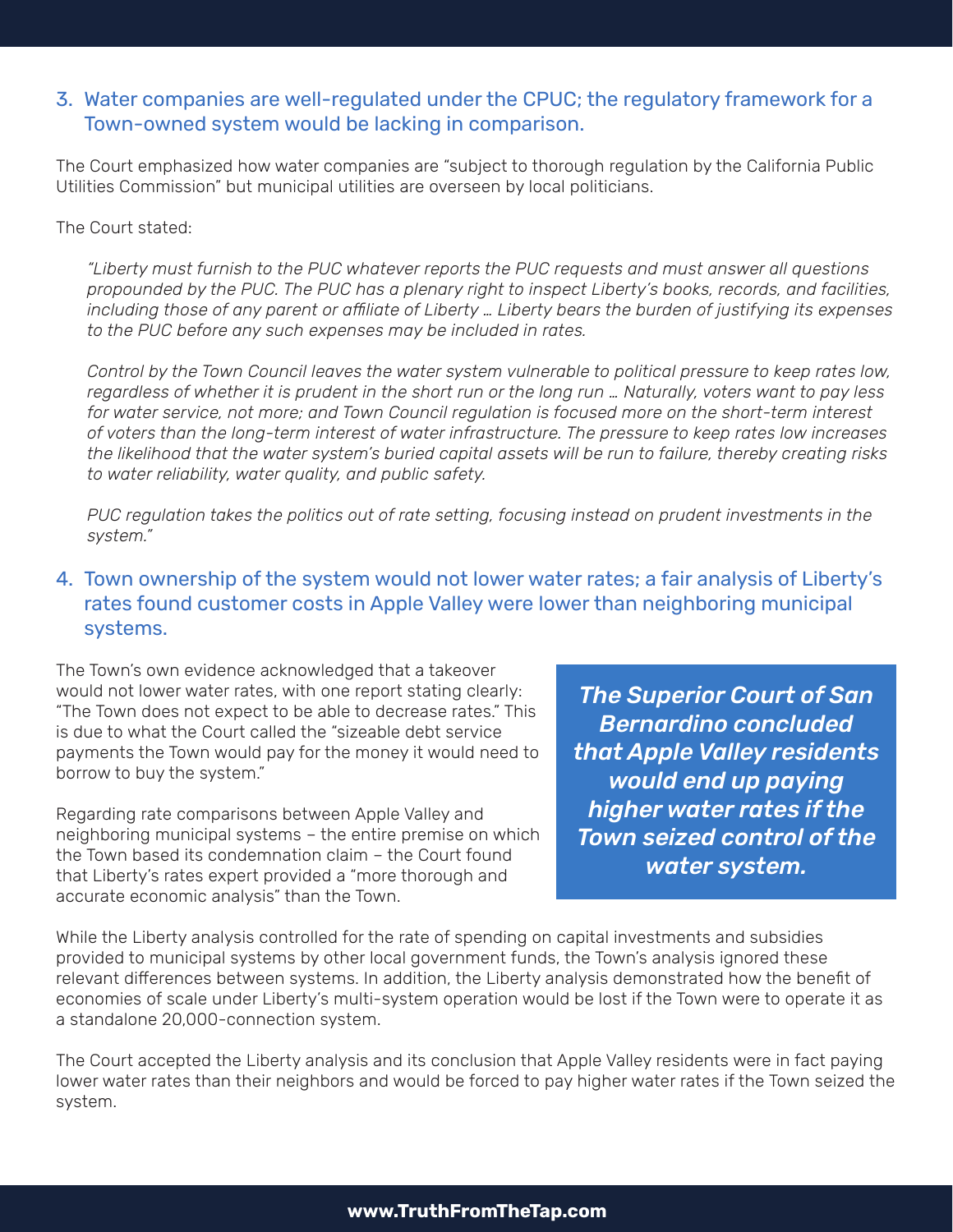## 3. Water companies are well-regulated under the CPUC; the regulatory framework for a Town-owned system would be lacking in comparison.

The Court emphasized how water companies are "subject to thorough regulation by the California Public Utilities Commission" but municipal utilities are overseen by local politicians.

The Court stated:

> *"Liberty must furnish to the PUC whatever reports the PUC requests and must answer all questions propounded by the PUC. The PUC has a plenary right to inspect Liberty's books, records, and facilities, including those of any parent or affiliate of Liberty … Liberty bears the burden of justifying its expenses to the PUC before any such expenses may be included in rates.*
>
> *Control by the Town Council leaves the water system vulnerable to political pressure to keep rates low, regardless of whether it is prudent in the short run or the long run … Naturally, voters want to pay less for water service, not more; and Town Council regulation is focused more on the short-term interest of voters than the long-term interest of water infrastructure. The pressure to keep rates low increases the likelihood that the water system's buried capital assets will be run to failure, thereby creating risks to water reliability, water quality, and public safety.*
>
> *PUC regulation takes the politics out of rate setting, focusing instead on prudent investments in the system."*

## 4. Town ownership of the system would not lower water rates; a fair analysis of Liberty's rates found customer costs in Apple Valley were lower than neighboring municipal systems.

The Town's own evidence acknowledged that a takeover would not lower water rates, with one report stating clearly: "The Town does not expect to be able to decrease rates." This is due to what the Court called the "sizeable debt service payments the Town would pay for the money it would need to borrow to buy the system."

Regarding rate comparisons between Apple Valley and neighboring municipal systems – the entire premise on which the Town based its condemnation claim – the Court found that Liberty's rates expert provided a "more thorough and accurate economic analysis" than the Town.

> ***The Superior Court of San Bernardino concluded that Apple Valley residents would end up paying higher water rates if the Town seized control of the water system.***

While the Liberty analysis controlled for the rate of spending on capital investments and subsidies provided to municipal systems by other local government funds, the Town's analysis ignored these relevant differences between systems. In addition, the Liberty analysis demonstrated how the benefit of economies of scale under Liberty's multi-system operation would be lost if the Town were to operate it as a standalone 20,000-connection system.

The Court accepted the Liberty analysis and its conclusion that Apple Valley residents were in fact paying lower water rates than their neighbors and would be forced to pay higher water rates if the Town seized the system.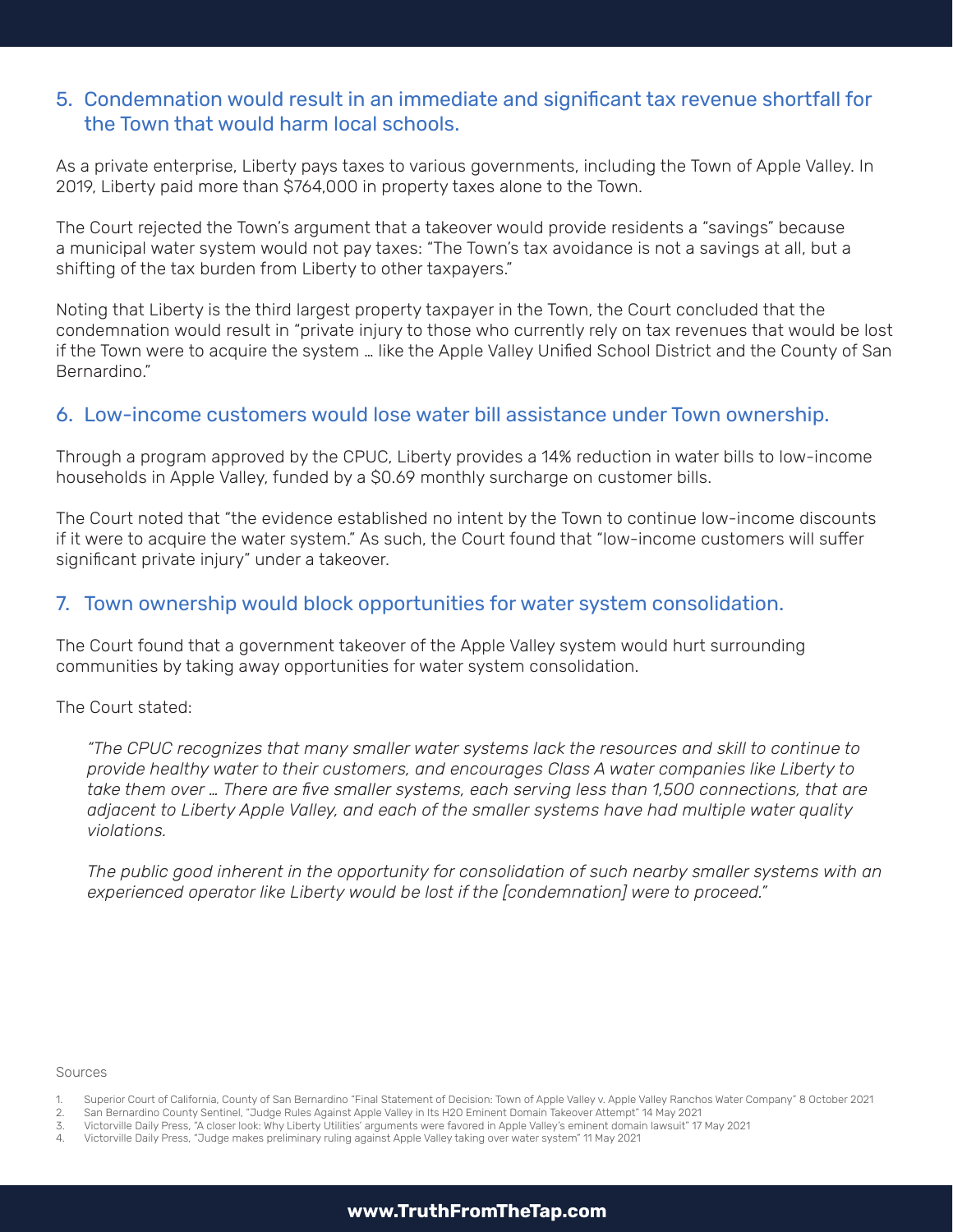## 5. Condemnation would result in an immediate and significant tax revenue shortfall for the Town that would harm local schools.

As a private enterprise, Liberty pays taxes to various governments, including the Town of Apple Valley. In 2019, Liberty paid more than $764,000 in property taxes alone to the Town.

The Court rejected the Town's argument that a takeover would provide residents a "savings" because a municipal water system would not pay taxes: "The Town's tax avoidance is not a savings at all, but a shifting of the tax burden from Liberty to other taxpayers."

Noting that Liberty is the third largest property taxpayer in the Town, the Court concluded that the condemnation would result in "private injury to those who currently rely on tax revenues that would be lost if the Town were to acquire the system … like the Apple Valley Unified School District and the County of San Bernardino."

## 6. Low-income customers would lose water bill assistance under Town ownership.

Through a program approved by the CPUC, Liberty provides a 14% reduction in water bills to low-income households in Apple Valley, funded by a $0.69 monthly surcharge on customer bills.

The Court noted that "the evidence established no intent by the Town to continue low-income discounts if it were to acquire the water system." As such, the Court found that "low-income customers will suffer significant private injury" under a takeover.

## 7. Town ownership would block opportunities for water system consolidation.

The Court found that a government takeover of the Apple Valley system would hurt surrounding communities by taking away opportunities for water system consolidation.

The Court stated:

> *"The CPUC recognizes that many smaller water systems lack the resources and skill to continue to provide healthy water to their customers, and encourages Class A water companies like Liberty to take them over … There are five smaller systems, each serving less than 1,500 connections, that are adjacent to Liberty Apple Valley, and each of the smaller systems have had multiple water quality violations.*
>
> *The public good inherent in the opportunity for consolidation of such nearby smaller systems with an experienced operator like Liberty would be lost if the [condemnation] were to proceed."*

Sources

1. Superior Court of California, County of San Bernardino "Final Statement of Decision: Town of Apple Valley v. Apple Valley Ranchos Water Company" 8 October 2021
2. San Bernardino County Sentinel, "Judge Rules Against Apple Valley in Its H2O Eminent Domain Takeover Attempt" 14 May 2021
3. Victorville Daily Press, "A closer look: Why Liberty Utilities' arguments were favored in Apple Valley's eminent domain lawsuit" 17 May 2021
4. Victorville Daily Press, "Judge makes preliminary ruling against Apple Valley taking over water system" 11 May 2021

**www.TruthFromTheTap.com**